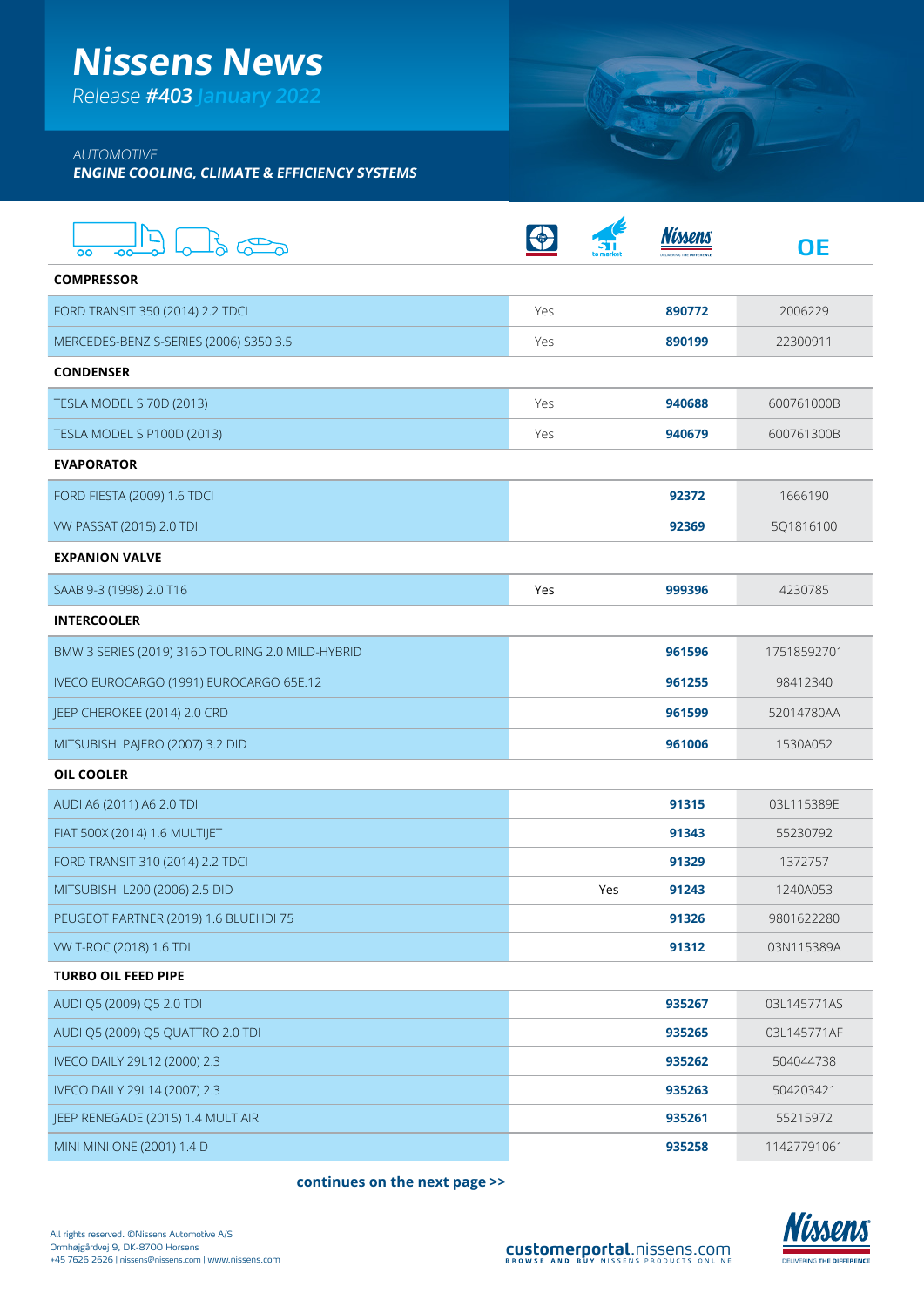# Nissens News

*Release* ***#403*** *January 2022*

*AUTOMOTIVE*

***ENGINE COOLING, CLIMATE & EFFICIENCY SYSTEMS***

| | | to market | Nissens | OE |
|---|---|---|---|---|
| **COMPRESSOR** | | | | |
| FORD TRANSIT 350 (2014) 2.2 TDCI | Yes | | **890772** | 2006229 |
| MERCEDES-BENZ S-SERIES (2006) S350 3.5 | Yes | | **890199** | 22300911 |
| **CONDENSER** | | | | |
| TESLA MODEL S 70D (2013) | Yes | | **940688** | 600761000B |
| TESLA MODEL S P100D (2013) | Yes | | **940679** | 600761300B |
| **EVAPORATOR** | | | | |
| FORD FIESTA (2009) 1.6 TDCI | | | **92372** | 1666190 |
| VW PASSAT (2015) 2.0 TDI | | | **92369** | 5Q1816100 |
| **EXPANION VALVE** | | | | |
| SAAB 9-3 (1998) 2.0 T16 | Yes | | **999396** | 4230785 |
| **INTERCOOLER** | | | | |
| BMW 3 SERIES (2019) 316D TOURING 2.0 MILD-HYBRID | | | **961596** | 17518592701 |
| IVECO EUROCARGO (1991) EUROCARGO 65E.12 | | | **961255** | 98412340 |
| JEEP CHEROKEE (2014) 2.0 CRD | | | **961599** | 52014780AA |
| MITSUBISHI PAJERO (2007) 3.2 DID | | | **961006** | 1530A052 |
| **OIL COOLER** | | | | |
| AUDI A6 (2011) A6 2.0 TDI | | | **91315** | 03L115389E |
| FIAT 500X (2014) 1.6 MULTIJET | | | **91343** | 55230792 |
| FORD TRANSIT 310 (2014) 2.2 TDCI | | | **91329** | 1372757 |
| MITSUBISHI L200 (2006) 2.5 DID | | Yes | **91243** | 1240A053 |
| PEUGEOT PARTNER (2019) 1.6 BLUEHDI 75 | | | **91326** | 9801622280 |
| VW T-ROC (2018) 1.6 TDI | | | **91312** | 03N115389A |
| **TURBO OIL FEED PIPE** | | | | |
| AUDI Q5 (2009) Q5 2.0 TDI | | | **935267** | 03L145771AS |
| AUDI Q5 (2009) Q5 QUATTRO 2.0 TDI | | | **935265** | 03L145771AF |
| IVECO DAILY 29L12 (2000) 2.3 | | | **935262** | 504044738 |
| IVECO DAILY 29L14 (2007) 2.3 | | | **935263** | 504203421 |
| JEEP RENEGADE (2015) 1.4 MULTIAIR | | | **935261** | 55215972 |
| MINI MINI ONE (2001) 1.4 D | | | **935258** | 11427791061 |

**continues on the next page >>**

All rights reserved. ©Nissens Automotive A/S
Ormhøjgårdvej 9, DK-8700 Horsens
+45 7626 2626 | nissens@nissens.com | www.nissens.com

**customerportal**.nissens.com
BROWSE AND BUY NISSENS PRODUCTS ONLINE

Nissens DELIVERING THE DIFFERENCE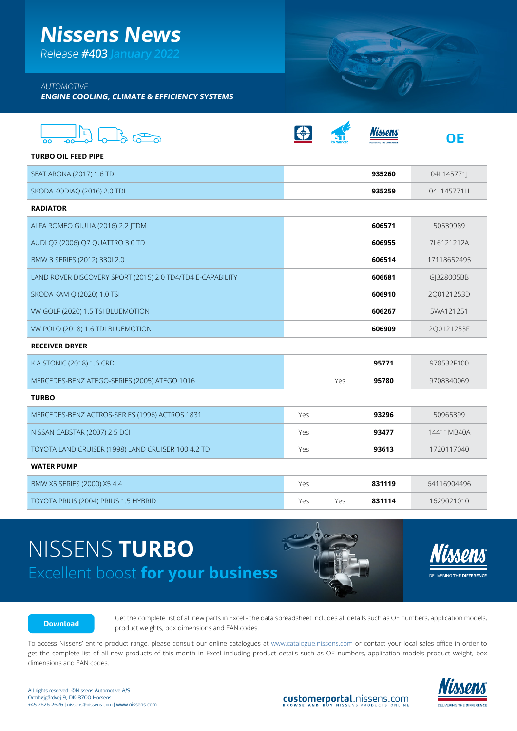# Nissens News

*Release **#403** January 2022*

*AUTOMOTIVE*
***ENGINE COOLING, CLIMATE & EFFICIENCY SYSTEMS***

| | | | Nissens | OE |
|---|---|---|---|---|
| **TURBO OIL FEED PIPE** | | | | |
| SEAT ARONA (2017) 1.6 TDI | | | **935260** | 04L145771J |
| SKODA KODIAQ (2016) 2.0 TDI | | | **935259** | 04L145771H |
| **RADIATOR** | | | | |
| ALFA ROMEO GIULIA (2016) 2.2 JTDM | | | **606571** | 50539989 |
| AUDI Q7 (2006) Q7 QUATTRO 3.0 TDI | | | **606955** | 7L6121212A |
| BMW 3 SERIES (2012) 330I 2.0 | | | **606514** | 17118652495 |
| LAND ROVER DISCOVERY SPORT (2015) 2.0 TD4/TD4 E-CAPABILITY | | | **606681** | GJ328005BB |
| SKODA KAMIQ (2020) 1.0 TSI | | | **606910** | 2Q0121253D |
| VW GOLF (2020) 1.5 TSI BLUEMOTION | | | **606267** | 5WA121251 |
| VW POLO (2018) 1.6 TDI BLUEMOTION | | | **606909** | 2Q0121253F |
| **RECEIVER DRYER** | | | | |
| KIA STONIC (2018) 1.6 CRDI | | | **95771** | 978532F100 |
| MERCEDES-BENZ ATEGO-SERIES (2005) ATEGO 1016 | | Yes | **95780** | 9708340069 |
| **TURBO** | | | | |
| MERCEDES-BENZ ACTROS-SERIES (1996) ACTROS 1831 | Yes | | **93296** | 50965399 |
| NISSAN CABSTAR (2007) 2.5 DCI | Yes | | **93477** | 14411MB40A |
| TOYOTA LAND CRUISER (1998) LAND CRUISER 100 4.2 TDI | Yes | | **93613** | 1720117040 |
| **WATER PUMP** | | | | |
| BMW X5 SERIES (2000) X5 4.4 | Yes | | **831119** | 64116904496 |
| TOYOTA PRIUS (2004) PRIUS 1.5 HYBRID | Yes | Yes | **831114** | 1629021010 |

NISSENS **TURBO**
Excellent boost **for your business**

Nissens DELIVERING THE DIFFERENCE

**Download**

Get the complete list of all new parts in Excel - the data spreadsheet includes all details such as OE numbers, application models, product weights, box dimensions and EAN codes.

To access Nissens' entire product range, please consult our online catalogues at www.catalogue.nissens.com or contact your local sales office in order to get the complete list of all new products of this month in Excel including product details such as OE numbers, application models product weight, box dimensions and EAN codes.

All rights reserved. ©Nissens Automotive A/S
Ormhøjgårdvej 9, DK-8700 Horsens
+45 7626 2626 | nissens@nissens.com | www.nissens.com

customerportal.nissens.com
BROWSE AND BUY NISSENS PRODUCTS ONLINE

Nissens DELIVERING THE DIFFERENCE